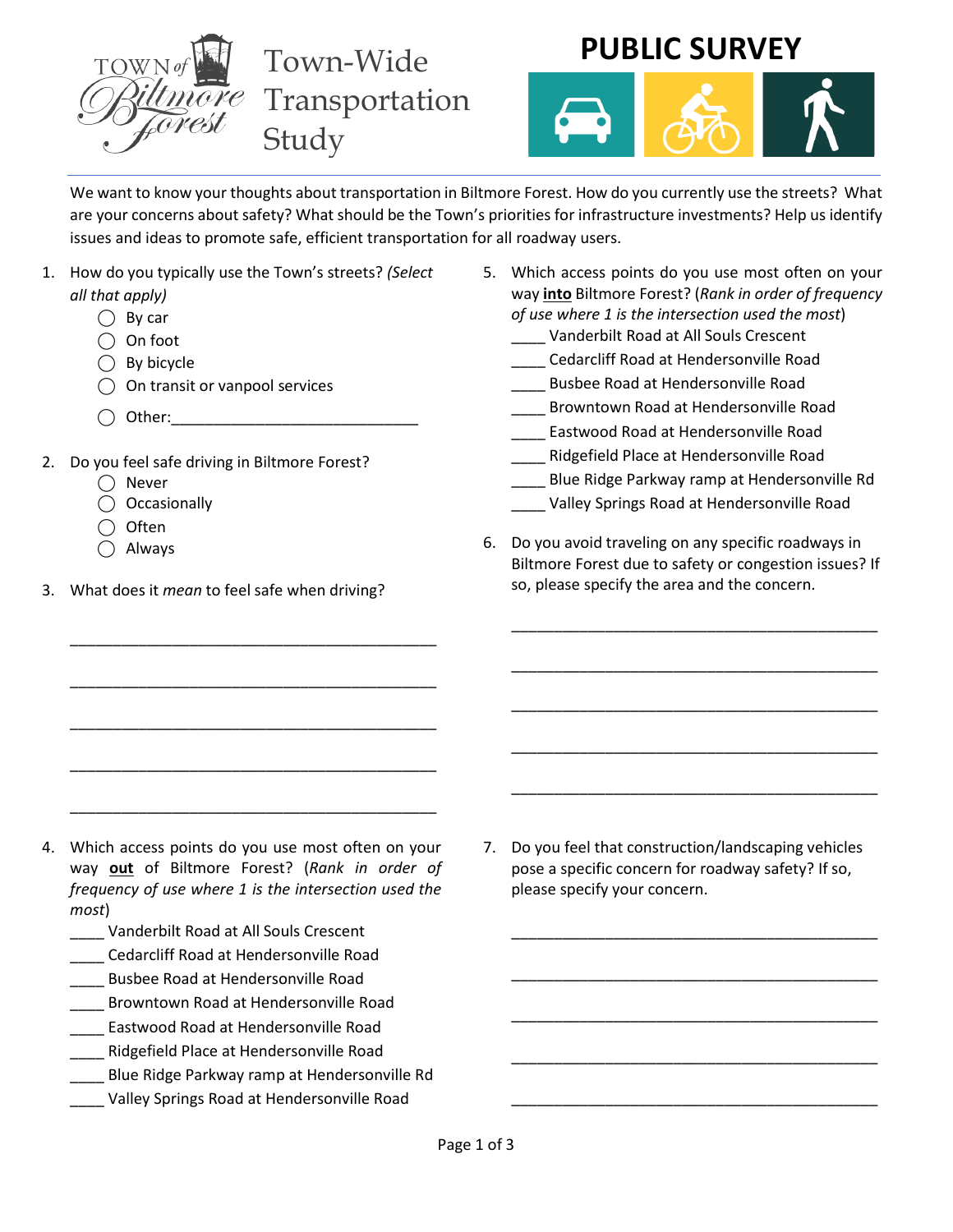# Town of Biltmore Forest Town-Wide Transportation Study

## PUBLIC SURVEY

We want to know your thoughts about transportation in Biltmore Forest. How do you currently use the streets? What are your concerns about safety? What should be the Town's priorities for infrastructure investments? Help us identify issues and ideas to promote safe, efficient transportation for all roadway users.

1. How do you typically use the Town's streets? *(Select all that apply)*
   - ◯ By car
   - ◯ On foot
   - ◯ By bicycle
   - ◯ On transit or vanpool services
   - ◯ Other:_____________________________

2. Do you feel safe driving in Biltmore Forest?
   - ◯ Never
   - ◯ Occasionally
   - ◯ Often
   - ◯ Always

3. What does it *mean* to feel safe when driving?

   ____________________________________________

   ____________________________________________

   ____________________________________________

   ____________________________________________

   ____________________________________________

4. Which access points do you use most often on your way **out** of Biltmore Forest? (*Rank in order of frequency of use where 1 is the intersection used the most*)
   - ____ Vanderbilt Road at All Souls Crescent
   - ____ Cedarcliff Road at Hendersonville Road
   - ____ Busbee Road at Hendersonville Road
   - ____ Browntown Road at Hendersonville Road
   - ____ Eastwood Road at Hendersonville Road
   - ____ Ridgefield Place at Hendersonville Road
   - ____ Blue Ridge Parkway ramp at Hendersonville Rd
   - ____ Valley Springs Road at Hendersonville Road

5. Which access points do you use most often on your way **into** Biltmore Forest? (*Rank in order of frequency of use where 1 is the intersection used the most*)
   - ____ Vanderbilt Road at All Souls Crescent
   - ____ Cedarcliff Road at Hendersonville Road
   - ____ Busbee Road at Hendersonville Road
   - ____ Browntown Road at Hendersonville Road
   - ____ Eastwood Road at Hendersonville Road
   - ____ Ridgefield Place at Hendersonville Road
   - ____ Blue Ridge Parkway ramp at Hendersonville Rd
   - ____ Valley Springs Road at Hendersonville Road

6. Do you avoid traveling on any specific roadways in Biltmore Forest due to safety or congestion issues? If so, please specify the area and the concern.

   ____________________________________________

   ____________________________________________

   ____________________________________________

   ____________________________________________

   ____________________________________________

7. Do you feel that construction/landscaping vehicles pose a specific concern for roadway safety? If so, please specify your concern.

   ____________________________________________

   ____________________________________________

   ____________________________________________

   ____________________________________________

   ____________________________________________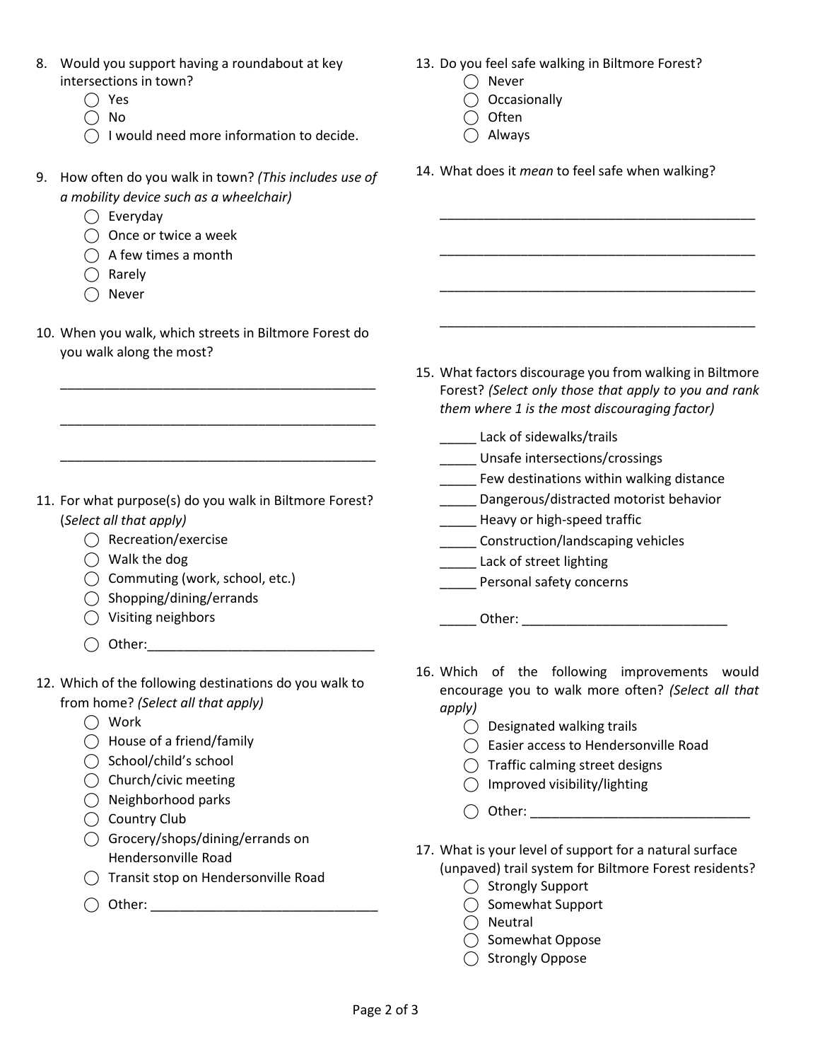8. Would you support having a roundabout at key intersections in town?
   - ◯ Yes
   - ◯ No
   - ◯ I would need more information to decide.

9. How often do you walk in town? *(This includes use of a mobility device such as a wheelchair)*
   - ◯ Everyday
   - ◯ Once or twice a week
   - ◯ A few times a month
   - ◯ Rarely
   - ◯ Never

10. When you walk, which streets in Biltmore Forest do you walk along the most?

    ____________________________________________

    ____________________________________________

    ____________________________________________

11. For what purpose(s) do you walk in Biltmore Forest? (*Select all that apply)*
    - ◯ Recreation/exercise
    - ◯ Walk the dog
    - ◯ Commuting (work, school, etc.)
    - ◯ Shopping/dining/errands
    - ◯ Visiting neighbors
    - ◯ Other:_______________________________

12. Which of the following destinations do you walk to from home? *(Select all that apply)*
    - ◯ Work
    - ◯ House of a friend/family
    - ◯ School/child's school
    - ◯ Church/civic meeting
    - ◯ Neighborhood parks
    - ◯ Country Club
    - ◯ Grocery/shops/dining/errands on Hendersonville Road
    - ◯ Transit stop on Hendersonville Road
    - ◯ Other: _______________________________

13. Do you feel safe walking in Biltmore Forest?
    - ◯ Never
    - ◯ Occasionally
    - ◯ Often
    - ◯ Always

14. What does it *mean* to feel safe when walking?

    ____________________________________________

    ____________________________________________

    ____________________________________________

    ____________________________________________

15. What factors discourage you from walking in Biltmore Forest? *(Select only those that apply to you and rank them where 1 is the most discouraging factor)*

    _____ Lack of sidewalks/trails

    _____ Unsafe intersections/crossings

    _____ Few destinations within walking distance

    _____ Dangerous/distracted motorist behavior

    _____ Heavy or high-speed traffic

    _____ Construction/landscaping vehicles

    _____ Lack of street lighting

    _____ Personal safety concerns

    _____ Other: ___________________________

16. Which of the following improvements would encourage you to walk more often? *(Select all that apply)*
    - ◯ Designated walking trails
    - ◯ Easier access to Hendersonville Road
    - ◯ Traffic calming street designs
    - ◯ Improved visibility/lighting
    - ◯ Other: _____________________________

17. What is your level of support for a natural surface (unpaved) trail system for Biltmore Forest residents?
    - ◯ Strongly Support
    - ◯ Somewhat Support
    - ◯ Neutral
    - ◯ Somewhat Oppose
    - ◯ Strongly Oppose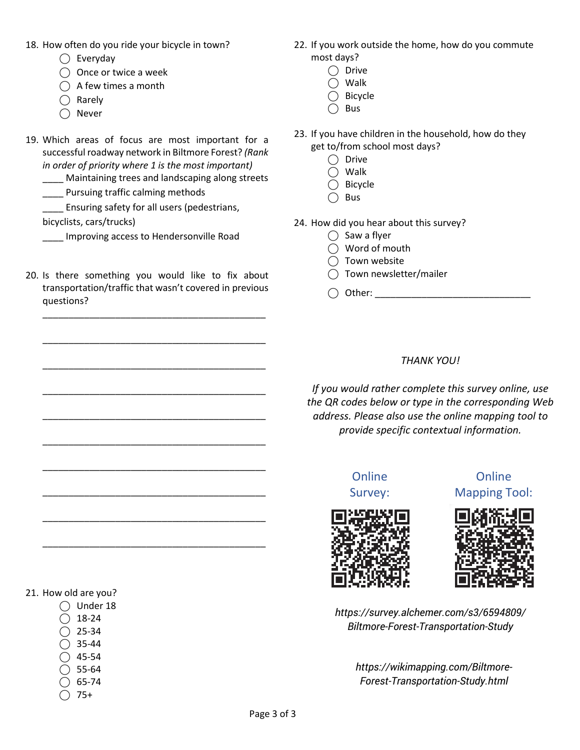18. How often do you ride your bicycle in town?
    - ◯ Everyday
    - ◯ Once or twice a week
    - ◯ A few times a month
    - ◯ Rarely
    - ◯ Never

19. Which areas of focus are most important for a successful roadway network in Biltmore Forest? *(Rank in order of priority where 1 is the most important)*
    - ____ Maintaining trees and landscaping along streets
    - ____ Pursuing traffic calming methods
    - ____ Ensuring safety for all users (pedestrians, bicyclists, cars/trucks)
    - ____ Improving access to Hendersonville Road

20. Is there something you would like to fix about transportation/traffic that wasn't covered in previous questions?

    ____________________________________________

    ____________________________________________

    ____________________________________________

    ____________________________________________

    ____________________________________________

    ____________________________________________

    ____________________________________________

    ____________________________________________

    ____________________________________________

    ____________________________________________

21. How old are you?
    - ◯ Under 18
    - ◯ 18-24
    - ◯ 25-34
    - ◯ 35-44
    - ◯ 45-54
    - ◯ 55-64
    - ◯ 65-74
    - ◯ 75+

22. If you work outside the home, how do you commute most days?
    - ◯ Drive
    - ◯ Walk
    - ◯ Bicycle
    - ◯ Bus

23. If you have children in the household, how do they get to/from school most days?
    - ◯ Drive
    - ◯ Walk
    - ◯ Bicycle
    - ◯ Bus

24. How did you hear about this survey?
    - ◯ Saw a flyer
    - ◯ Word of mouth
    - ◯ Town website
    - ◯ Town newsletter/mailer
    - ◯ Other: ______________________________

*THANK YOU!*

*If you would rather complete this survey online, use the QR codes below or type in the corresponding Web address. Please also use the online mapping tool to provide specific contextual information.*

Online Survey:

*https://survey.alchemer.com/s3/6594809/Biltmore-Forest-Transportation-Study*

Online Mapping Tool:

*https://wikimapping.com/Biltmore-Forest-Transportation-Study.html*